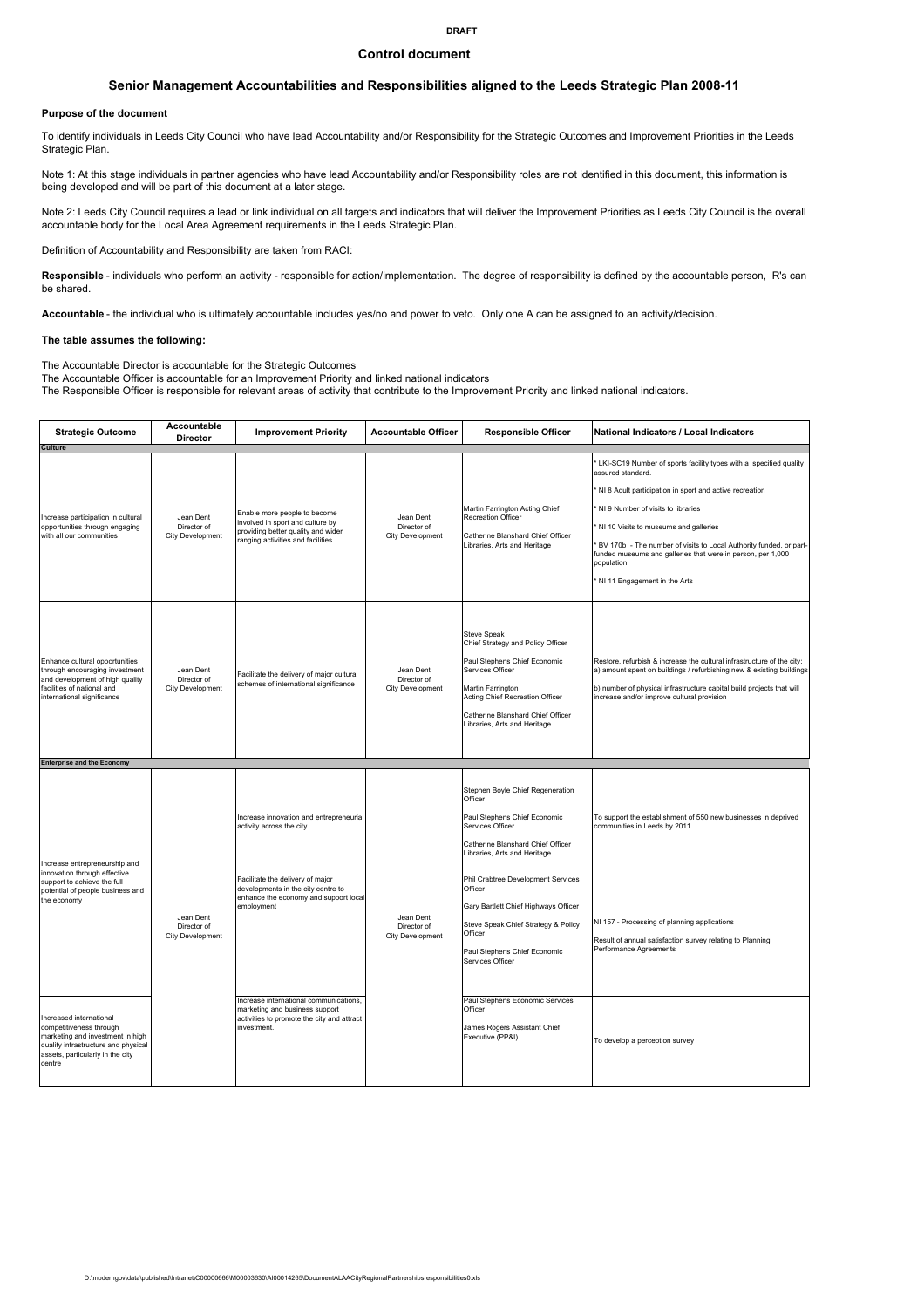**DRAFT**

# Control document

## Senior Management Accountabilities and Responsibilities aligned to the Leeds Strategic Plan 2008-11

### Purpose of the document

To identify individuals in Leeds City Council who have lead Accountability and/or Responsibility for the Strategic Outcomes and Improvement Priorities in the Leeds Strategic Plan.

Note 1: At this stage individuals in partner agencies who have lead Accountability and/or Responsibility roles are not identified in this document, this information is being developed and will be part of this document at a later stage.

Note 2: Leeds City Council requires a lead or link individual on all targets and indicators that will deliver the Improvement Priorities as Leeds City Council is the overall accountable body for the Local Area Agreement requirements in the Leeds Strategic Plan.

Definition of Accountability and Responsibility are taken from RACI:

**Responsible** - individuals who perform an activity - responsible for action/implementation. The degree of responsibility is defined by the accountable person, R's can be shared.

**Accountable** - the individual who is ultimately accountable includes yes/no and power to veto. Only one A can be assigned to an activity/decision.

### The table assumes the following:

The Accountable Director is accountable for the Strategic Outcomes
The Accountable Officer is accountable for an Improvement Priority and linked national indicators
The Responsible Officer is responsible for relevant areas of activity that contribute to the Improvement Priority and linked national indicators.

| Strategic Outcome | Accountable Director | Improvement Priority | Accountable Officer | Responsible Officer | National Indicators / Local Indicators |
|---|---|---|---|---|---|
| **Culture** | | | | | |
| Increase participation in cultural opportunities through engaging with all our communities | Jean Dent Director of City Development | Enable more people to become involved in sport and culture by providing better quality and wider ranging activities and facilities. | Jean Dent Director of City Development | Martin Farrington Acting Chief Recreation Officer<br>Catherine Blanshard Chief Officer Libraries, Arts and Heritage | * LKI-SC19 Number of sports facility types with a specified quality assured standard.<br>* NI 8 Adult participation in sport and active recreation<br>* NI 9 Number of visits to libraries<br>* NI 10 Visits to museums and galleries<br>* BV 170b - The number of visits to Local Authority funded, or part-funded museums and galleries that were in person, per 1,000 population<br>* NI 11 Engagement in the Arts |
| Enhance cultural opportunities through encouraging investment and development of high quality facilities of national and international significance | Jean Dent Director of City Development | Facilitate the delivery of major cultural schemes of international significance | Jean Dent Director of City Development | Steve Speak Chief Strategy and Policy Officer<br>Paul Stephens Chief Economic Services Officer<br>Martin Farrington Acting Chief Recreation Officer<br>Catherine Blanshard Chief Officer Libraries, Arts and Heritage | Restore, refurbish & increase the cultural infrastructure of the city:<br>a) amount spent on buildings / refurbishing new & existing buildings<br>b) number of physical infrastructure capital build projects that will increase and/or improve cultural provision |
| **Enterprise and the Economy** | | | | | |
| Increase entrepreneurship and innovation through effective support to achieve the full potential of people business and the economy | Jean Dent Director of City Development | Increase innovation and entrepreneurial activity across the city | Jean Dent Director of City Development | Stephen Boyle Chief Regeneration Officer<br>Paul Stephens Chief Economic Services Officer<br>Catherine Blanshard Chief Officer Libraries, Arts and Heritage | To support the establishment of 550 new businesses in deprived communities in Leeds by 2011 |
| | | Facilitate the delivery of major developments in the city centre to enhance the economy and support local employment | | Phil Crabtree Development Services Officer<br>Gary Bartlett Chief Highways Officer<br>Steve Speak Chief Strategy & Policy Officer<br>Paul Stephens Chief Economic Services Officer | NI 157 - Processing of planning applications<br>Result of annual satisfaction survey relating to Planning Performance Agreements |
| Increased international competitiveness through marketing and investment in high quality infrastructure and physical assets, particularly in the city centre | | Increase international communications, marketing and business support activities to promote the city and attract investment. | | Paul Stephens Economic Services Officer<br>James Rogers Assistant Chief Executive (PP&I) | To develop a perception survey |

D:\moderngov\data\published\Intranet\C00000666\M00003630\AI00014265\DocumentALAACityRegionalPartnershipsresponsibilities0.xls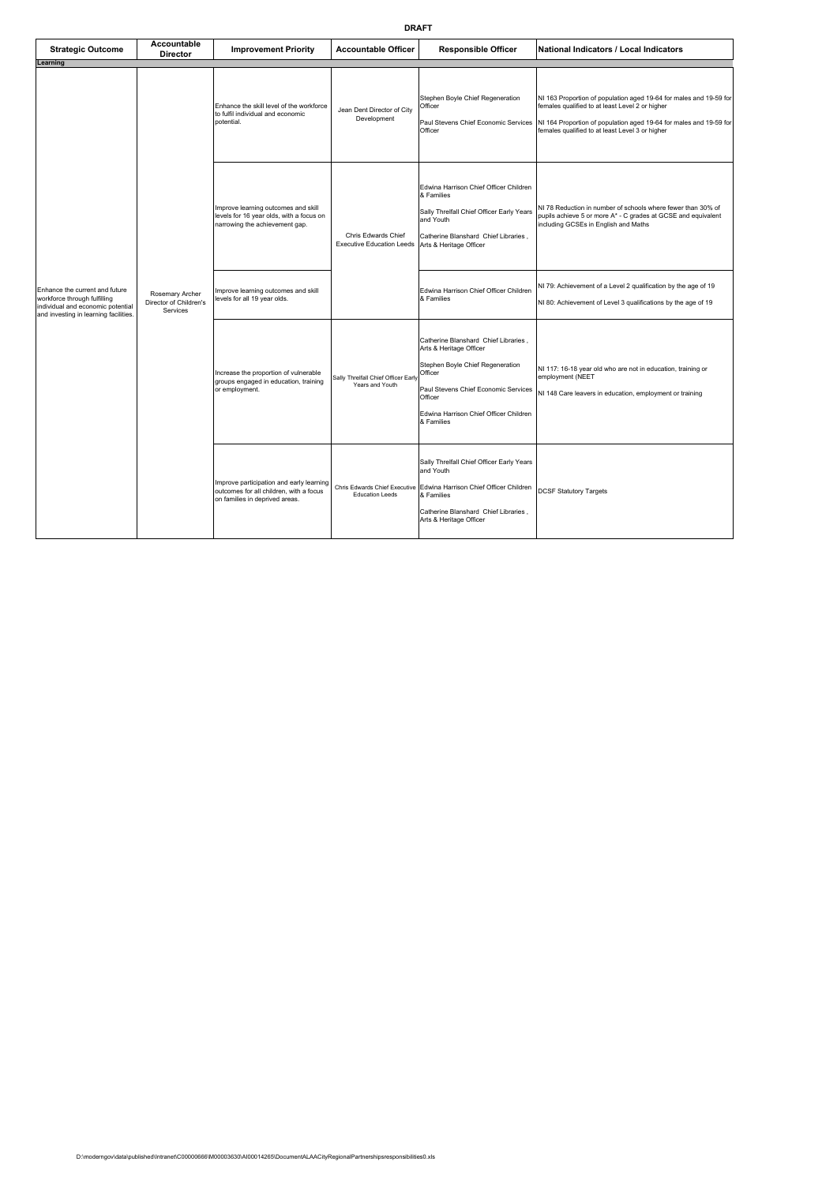**DRAFT**

| Strategic Outcome | Accountable Director | Improvement Priority | Accountable Officer | Responsible Officer | National Indicators / Local Indicators |
|---|---|---|---|---|---|
| **Learning** | | | | | |
| Enhance the current and future workforce through fulfilling individual and economic potential and investing in learning facilities. | Rosemary Archer Director of Children's Services | Enhance the skill level of the workforce to fulfil individual and economic potential. | Jean Dent Director of City Development | Stephen Boyle Chief Regeneration Officer<br><br>Paul Stevens Chief Economic Services Officer | NI 163 Proportion of population aged 19-64 for males and 19-59 for females qualified to at least Level 2 or higher<br><br>NI 164 Proportion of population aged 19-64 for males and 19-59 for females qualified to at least Level 3 or higher |
| | | Improve learning outcomes and skill levels for 16 year olds, with a focus on narrowing the achievement gap. | Chris Edwards Chief Executive Education Leeds | Edwina Harrison Chief Officer Children & Families<br><br>Sally Threlfall Chief Officer Early Years and Youth<br><br>Catherine Blanshard Chief Libraries , Arts & Heritage Officer | NI 78 Reduction in number of schools where fewer than 30% of pupils achieve 5 or more A* - C grades at GCSE and equivalent including GCSEs in English and Maths |
| | | Improve learning outcomes and skill levels for all 19 year olds. | | Edwina Harrison Chief Officer Children & Families | NI 79: Achievement of a Level 2 qualification by the age of 19<br><br>NI 80: Achievement of Level 3 qualifications by the age of 19 |
| | | Increase the proportion of vulnerable groups engaged in education, training or employment. | Sally Threlfall Chief Officer Early Years and Youth | Catherine Blanshard Chief Libraries , Arts & Heritage Officer<br><br>Stephen Boyle Chief Regeneration Officer<br><br>Paul Stevens Chief Economic Services Officer<br><br>Edwina Harrison Chief Officer Children & Families | NI 117: 16-18 year old who are not in education, training or employment (NEET<br><br>NI 148 Care leavers in education, employment or training |
| | | Improve participation and early learning outcomes for all children, with a focus on families in deprived areas. | Chris Edwards Chief Executive Education Leeds | Sally Threlfall Chief Officer Early Years and Youth<br><br>Edwina Harrison Chief Officer Children & Families<br><br>Catherine Blanshard Chief Libraries , Arts & Heritage Officer | DCSF Statutory Targets |

D:\moderngov\data\published\Intranet\C00000666\M00003630\AI00014265\DocumentALAACityRegionalPartnershipsresponsibilities0.xls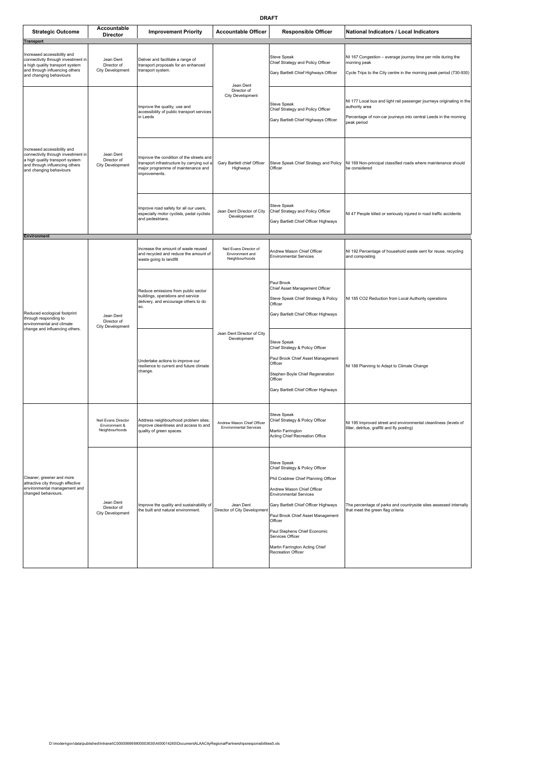**DRAFT**

| Strategic Outcome | Accountable Director | Improvement Priority | Accountable Officer | Responsible Officer | National Indicators / Local Indicators |
|---|---|---|---|---|---|
| **Transport** | | | | | |
| Increased accessibility and connectivity through investment in a high quality transport system and through influencing others and changing behaviours | Jean Dent Director of City Development | Deliver and facilitate a range of transport proposals for an enhanced transport system. | Jean Dent Director of City Development | Steve Speak Chief Strategy and Policy Officer<br><br>Gary Bartlett Chief Highways Officer | NI 167 Congestion – average journey time per mile during the morning peak<br><br>Cycle Trips to the City centre in the morning peak period (730-930) |
| Increased accessibility and connectivity through investment in a high quality transport system and through influencing others and changing behaviours | Jean Dent Director of City Development | Improve the quality, use and accessibility of public transport services in Leeds | Jean Dent Director of City Development | Steve Speak Chief Strategy and Policy Officer<br><br>Gary Bartlett Chief Highways Officer | NI 177 Local bus and light rail passenger journeys originating in the authority area<br><br>Percentage of non-car journeys into central Leeds in the morning peak period |
| | | Improve the condition of the streets and transport infrastructure by carrying out a major programme of maintenance and improvements. | Gary Bartlett chief Officer Highways | Steve Speak Chief Strategy and Policy Officer | NI 169 Non-principal classified roads where maintenance should be considered |
| | | Improve road safety for all our users, especially motor cyclists, pedal cyclists and pedestrians. | Jean Dent Director of City Development | Steve Speak Chief Strategy and Policy Officer<br><br>Gary Bartlett Chief Officer Highways | NI 47 People killed or seriously injured in road traffic accidents |
| **Environment** | | | | | |
| Reduced ecological footprint through responding to environmental and climate change and influencing others. | Jean Dent Director of City Development | Increase the amount of waste reused and recycled and reduce the amount of waste going to landfill | Neil Evans Director of Environment and Neighbourhoods | Andrew Mason Chief Officer Environmental Services | NI 192 Percentage of household waste sent for reuse, recycling and composting |
| | | Reduce emissions from public sector buildings, operations and service delivery, and encourage others to do so. | Jean Dent Director of City Development | Paul Brook Chief Asset Management Officer<br><br>Steve Speak Chief Strategy & Policy Officer<br><br>Gary Bartlett Chief Officer Highways | NI 185 CO2 Reduction from Local Authority operations |
| | | Undertake actions to improve our resilience to current and future climate change. | Jean Dent Director of City Development | Steve Speak Chief Strategy & Policy Officer<br><br>Paul Brook Chief Asset Management Officer<br><br>Stephen Boyle Chief Regeneration Officer<br><br>Gary Bartlett Chief Officer Highways | NI 188 Planning to Adapt to Climate Change |
| Cleaner, greener and more attractive city through effective environmental management and changed behaviours. | Neil Evans Director Environment & Neighbourhoods | Address neighbourhood problem sites; improve cleanliness and access to and quality of green spaces. | Andrew Mason Chief Officer Environmental Services | Steve Speak Chief Strategy & Policy Officer<br><br>Martin Farrington Acting Chief Recreation Office | NI 195 Improved street and environmental cleanliness (levels of litter, detritus, graffiti and fly posting) |
| | Jean Dent Director of City Development | Improve the quality and sustainability of the built and natural environment. | Jean Dent Director of City Development | Steve Speak Chief Strategy & Policy Officer<br><br>Phil Crabtree Chief Planning Officer<br><br>Andrew Mason Chief Officer Environmental Services<br><br>Gary Bartlett Chief Officer Highways<br><br>Paul Brook Chief Asset Management Officer<br><br>Paul Stephens Chief Economic Services Officer<br><br>Martin Farrington Acting Chief Recreation Officer | The percentage of parks and countryside sites assessed internally that meet the green flag criteria |

D:\moderngov\data\published\Intranet\C00000666\M00003630\AI00014265\DocumentALAACityRegionalPartnershipsresponsibilities0.xls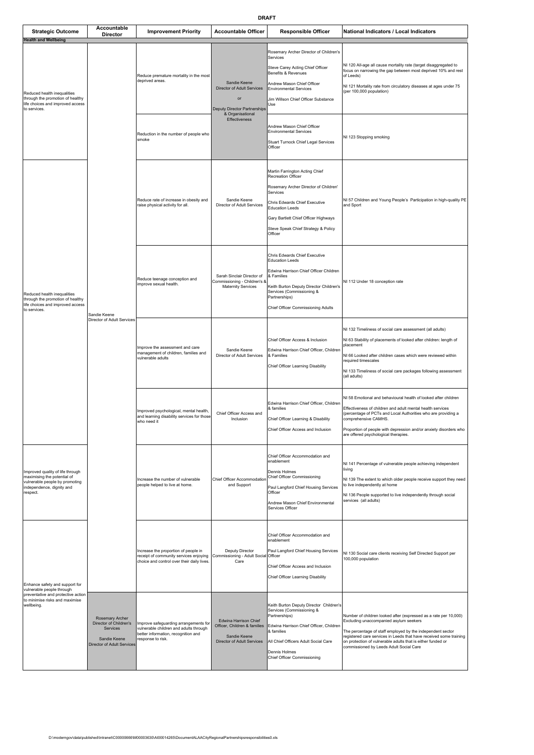**DRAFT**

| Strategic Outcome | Accountable Director | Improvement Priority | Accountable Officer | Responsible Officer | National Indicators / Local Indicators |
|---|---|---|---|---|---|
| **Health and Wellbeing** | | | | | |
| Reduced health inequalities through the promotion of healthy life choices and improved access to services. | Sandie Keene Director of Adult Services | Reduce premature mortality in the most deprived areas. | Sandie Keene Director of Adult Services or Deputy Director Partnerships & Organisational Effectiveness | Rosemary Archer Director of Children's Services<br><br>Steve Carey Acting Chief Officer Benefits & Revenues<br><br>Andrew Mason Chief Officer Environmental Services<br><br>Jim Willson Chief Officer Substance Use | NI 120 All-age all cause mortality rate (target disaggregated to focus on narrowing the gap between most deprived 10% and rest of Leeds)<br><br>NI 121 Mortality rate from circulatory diseases at ages under 75 (per 100,000 population) |
| | | Reduction in the number of people who smoke | | Andrew Mason Chief Officer Environmental Services<br><br>Stuart Turnock Chief Legal Services Officer | NI 123 Stopping smoking |
| Reduced health inequalities through the promotion of healthy life choices and improved access to services. | | Reduce rate of increase in obesity and raise physical activity for all. | Sandie Keene Director of Adult Services | Martin Farrington Acting Chief Recreation Officer<br><br>Rosemary Archer Director of Children' Services<br><br>Chris Edwards Chief Executive Education Leeds<br><br>Gary Bartlett Chief Officer Highways<br><br>Steve Speak Chief Strategy & Policy Officer | NI 57 Children and Young People's Participation in high-quality PE and Sport |
| | | Reduce teenage conception and improve sexual health. | Sarah Sinclair Director of Commissioning - Children's & Maternity Services | Chris Edwards Chief Executive Education Leeds<br><br>Edwina Harrison Chief Officer Children & Families<br><br>Keith Burton Deputy Director Children's Services (Commissioning & Partnerships)<br><br>Chief Officer Commissioning Adults | NI 112 Under 18 conception rate |
| | | Improve the assessment and care management of children, families and vulnerable adults | Sandie Keene Director of Adult Services | Chief Officer Access & Inclusion<br><br>Edwina Harrison Chief Officer, Children & Families<br><br>Chief Officer Learning Disability | NI 132 Timeliness of social care assessment (all adults)<br><br>NI 63 Stability of placements of looked after children: length of placement<br><br>NI 66 Looked after children cases which were reviewed within required timescales<br><br>NI 133 Timeliness of social care packages following assessment (all adults) |
| | | Improved psychological, mental health, and learning disability services for those who need it | Chief Officer Access and Inclusion | Edwina Harrison Chief Officer, Children & families<br><br>Chief Officer Learning & Disability<br><br>Chief Officer Access and Inclusion | NI 58 Emotional and behavioural health of looked after children<br><br>Effectiveness of children and adult mental health services (percentage of PCTs and Local Authorities who are providing a comprehensive CAMHS.<br><br>Proportion of people with depression and/or anxiety disorders who are offered psychological therapies. |
| Improved quality of life through maximising the potential of vulnerable people by promoting independence, dignity and respect. | | Increase the number of vulnerable people helped to live at home. | Chief Officer Accommodation and Support | Chief Officer Accommodation and enablement<br><br>Dennis Holmes Chief Officer Commissioning<br><br>Paul Langford Chief Housing Services Officer<br><br>Andrew Mason Chief Environmental Services Officer | NI 141 Percentage of vulnerable people achieving independent living<br><br>NI 139 The extent to which older people receive support they need to live independently at home<br><br>NI 136 People supported to live independently through social services (all adults) |
| Enhance safety and support for vulnerable people through preventative and protective action to minimise risks and maximise wellbeing. | | Increase the proportion of people in receipt of community services enjoying choice and control over their daily lives. | Deputy Director Commissioning - Adult Social Care | Chief Officer Accommodation and enablement<br><br>Paul Langford Chief Housing Services Officer<br><br>Chief Officer Access and Inclusion<br><br>Chief Officer Learning Disability | NI 130 Social care clients receiving Self Directed Support per 100,000 population |
| | Rosemary Archer Director of Children's Services<br><br>Sandie Keene Director of Adult Services | Improve safeguarding arrangements for vulnerable children and adults through better information, recognition and response to risk. | Edwina Harrison Chief Officer, Children & families<br><br>Sandie Keene Director of Adult Services | Keith Burton Deputy Director Children's Services (Commissioning & Partnerships)<br><br>Edwina Harrison Chief Officer, Children & families<br><br>All Chief Officers Adult Social Care<br><br>Dennis Holmes Chief Officer Commissioning | Number of children looked after (expressed as a rate per 10,000) Excluding unaccompanied asylum seekers<br><br>The percentage of staff employed by the independent sector registered care services in Leeds that have received some training on protection of vulnerable adults that is either funded or commissioned by Leeds Adult Social Care |

D:\moderngov\data\published\Intranet\C00000666\M00003630\AI00014265\DocumentALAACityRegionalPartnershipsresponsibilities0.xls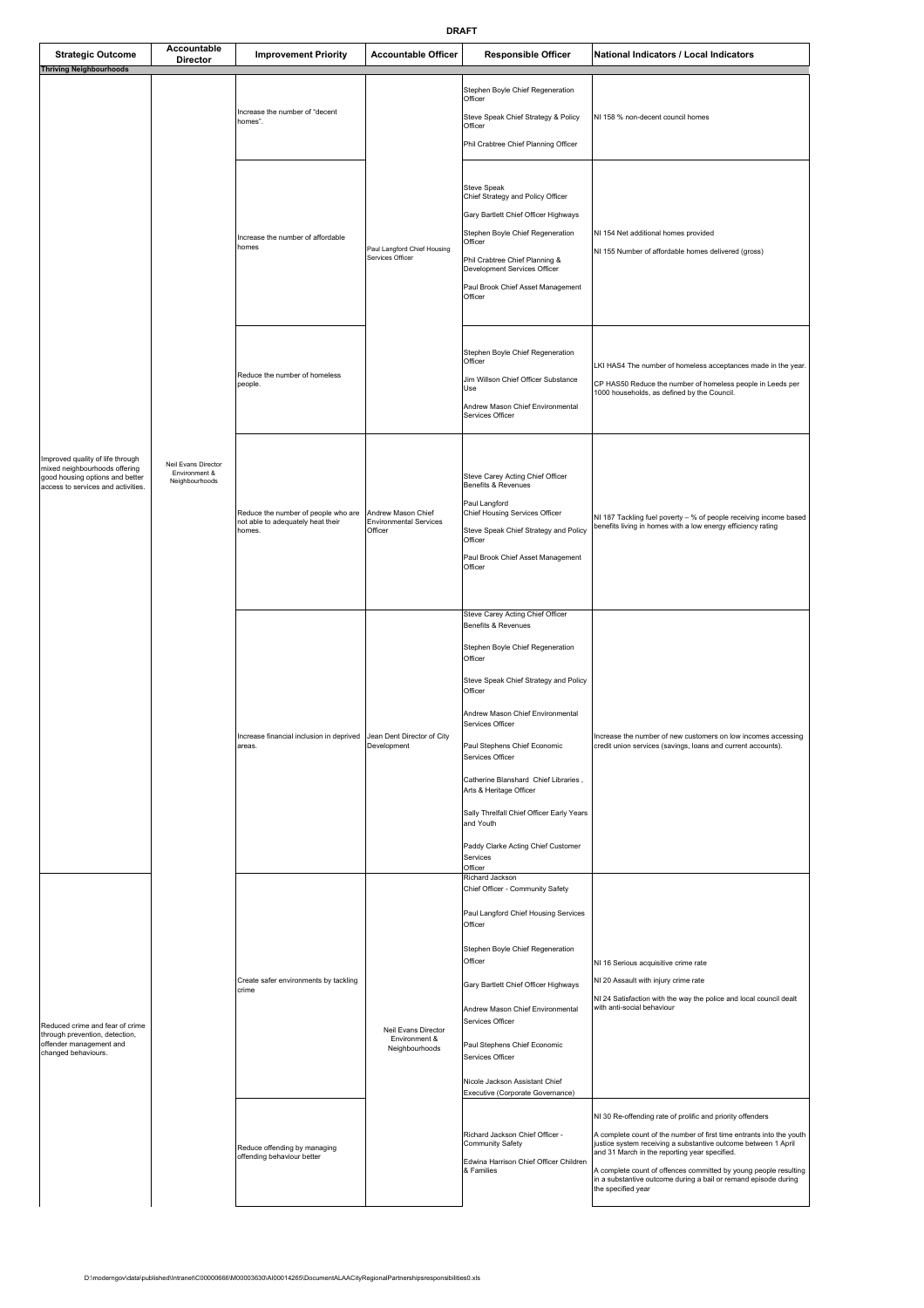**DRAFT**

| Strategic Outcome | Accountable Director | Improvement Priority | Accountable Officer | Responsible Officer | National Indicators / Local Indicators |
|---|---|---|---|---|---|
| **Thriving Neighbourhoods** | | | | | |
| Improved quality of life through mixed neighbourhoods offering good housing options and better access to services and activities. | Neil Evans Director Environment & Neighbourhoods | Increase the number of "decent homes". | Paul Langford Chief Housing Services Officer | Stephen Boyle Chief Regeneration Officer<br><br>Steve Speak Chief Strategy & Policy Officer<br><br>Phil Crabtree Chief Planning Officer | NI 158 % non-decent council homes |
| | | Increase the number of affordable homes | Paul Langford Chief Housing Services Officer | Steve Speak Chief Strategy and Policy Officer<br><br>Gary Bartlett Chief Officer Highways<br><br>Stephen Boyle Chief Regeneration Officer<br><br>Phil Crabtree Chief Planning & Development Services Officer<br><br>Paul Brook Chief Asset Management Officer | NI 154 Net additional homes provided<br><br>NI 155 Number of affordable homes delivered (gross) |
| | | Reduce the number of homeless people. | Paul Langford Chief Housing Services Officer | Stephen Boyle Chief Regeneration Officer<br><br>Jim Willson Chief Officer Substance Use<br><br>Andrew Mason Chief Environmental Services Officer | LKI HAS4 The number of homeless acceptances made in the year.<br><br>CP HAS50 Reduce the number of homeless people in Leeds per 1000 households, as defined by the Council. |
| | | Reduce the number of people who are not able to adequately heat their homes. | Andrew Mason Chief Environmental Services Officer | Steve Carey Acting Chief Officer Benefits & Revenues<br><br>Paul Langford Chief Housing Services Officer<br><br>Steve Speak Chief Strategy and Policy Officer<br><br>Paul Brook Chief Asset Management Officer | NI 187 Tackling fuel poverty – % of people receiving income based benefits living in homes with a low energy efficiency rating |
| | | Increase financial inclusion in deprived areas. | Jean Dent Director of City Development | Steve Carey Acting Chief Officer Benefits & Revenues<br><br>Stephen Boyle Chief Regeneration Officer<br><br>Steve Speak Chief Strategy and Policy Officer<br><br>Andrew Mason Chief Environmental Services Officer<br><br>Paul Stephens Chief Economic Services Officer<br><br>Catherine Blanshard Chief Libraries, Arts & Heritage Officer<br><br>Sally Threlfall Chief Officer Early Years and Youth<br><br>Paddy Clarke Acting Chief Customer Services Officer | Increase the number of new customers on low incomes accessing credit union services (savings, loans and current accounts). |
| Reduced crime and fear of crime through prevention, detection, offender management and changed behaviours. | | Create safer environments by tackling crime | Neil Evans Director Environment & Neighbourhoods | Richard Jackson Chief Officer - Community Safety<br><br>Paul Langford Chief Housing Services Officer<br><br>Stephen Boyle Chief Regeneration Officer<br><br>Gary Bartlett Chief Officer Highways<br><br>Andrew Mason Chief Environmental Services Officer<br><br>Paul Stephens Chief Economic Services Officer<br><br>Nicole Jackson Assistant Chief Executive (Corporate Governance) | NI 16 Serious acquisitive crime rate<br><br>NI 20 Assault with injury crime rate<br><br>NI 24 Satisfaction with the way the police and local council dealt with anti-social behaviour |
| | | Reduce offending by managing offending behaviour better | Neil Evans Director Environment & Neighbourhoods | Richard Jackson Chief Officer - Community Safety<br><br>Edwina Harrison Chief Officer Children & Families | NI 30 Re-offending rate of prolific and priority offenders<br><br>A complete count of the number of first time entrants into the youth justice system receiving a substantive outcome between 1 April and 31 March in the reporting year specified.<br><br>A complete count of offences committed by young people resulting in a substantive outcome during a bail or remand episode during the specified year |

D:\moderngov\data\published\Intranet\C00000666\M00003630\AI00014265\DocumentALAACityRegionalPartnershipsresponsibilities0.xls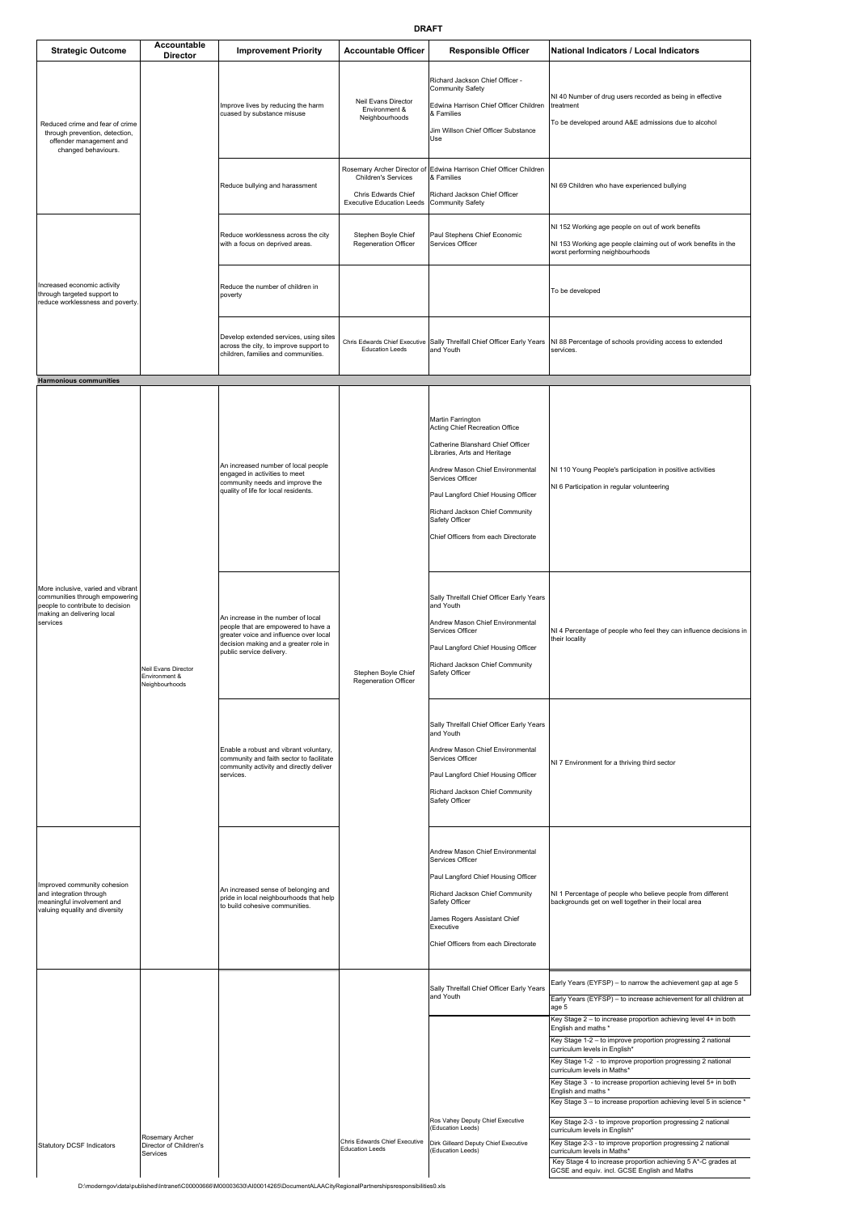**DRAFT**

| Strategic Outcome | Accountable Director | Improvement Priority | Accountable Officer | Responsible Officer | National Indicators / Local Indicators |
|---|---|---|---|---|---|
| Reduced crime and fear of crime through prevention, detection, offender management and changed behaviours. | | Improve lives by reducing the harm cuased by substance misuse | Neil Evans Director Environment & Neighbourhoods | Richard Jackson Chief Officer - Community Safety<br><br>Edwina Harrison Chief Officer Children & Families<br><br>Jim Willson Chief Officer Substance Use | NI 40 Number of drug users recorded as being in effective treatment<br><br>To be developed around A&E admissions due to alcohol |
| | | Reduce bullying and harassment | Rosemary Archer Director of Children's Services<br><br>Chris Edwards Chief Executive Education Leeds | Edwina Harrison Chief Officer Children & Families<br><br>Richard Jackson Chief Officer Community Safety | NI 69 Children who have experienced bullying |
| Increased economic activity through targeted support to reduce worklessness and poverty. | | Reduce worklessness across the city with a focus on deprived areas. | Stephen Boyle Chief Regeneration Officer | Paul Stephens Chief Economic Services Officer | NI 152 Working age people on out of work benefits<br><br>NI 153 Working age people claiming out of work benefits in the worst performing neighbourhoods |
| | | Reduce the number of children in poverty | | | To be developed |
| | | Develop extended services, using sites across the city, to improve support to children, families and communities. | Chris Edwards Chief Executive Education Leeds | Sally Threlfall Chief Officer Early Years and Youth | NI 88 Percentage of schools providing access to extended services. |
| **Harmonious communities** | | | | | |
| More inclusive, varied and vibrant communities through empowering people to contribute to decision making an delivering local services | Neil Evans Director Environment & Neighbourhoods | An increased number of local people engaged in activities to meet community needs and improve the quality of life for local residents. | Stephen Boyle Chief Regeneration Officer | Martin Farrington Acting Chief Recreation Office<br><br>Catherine Blanshard Chief Officer Libraries, Arts and Heritage<br><br>Andrew Mason Chief Environmental Services Officer<br><br>Paul Langford Chief Housing Officer<br><br>Richard Jackson Chief Community Safety Officer<br><br>Chief Officers from each Directorate | NI 110 Young People's participation in positive activities<br><br>NI 6 Participation in regular volunteering |
| | | An increase in the number of local people that are empowered to have a greater voice and influence over local decision making and a greater role in public service delivery. | | Sally Threlfall Chief Officer Early Years and Youth<br><br>Andrew Mason Chief Environmental Services Officer<br><br>Paul Langford Chief Housing Officer<br><br>Richard Jackson Chief Community Safety Officer | NI 4 Percentage of people who feel they can influence decisions in their locality |
| | | Enable a robust and vibrant voluntary, community and faith sector to facilitate community activity and directly deliver services. | | Sally Threlfall Chief Officer Early Years and Youth<br><br>Andrew Mason Chief Environmental Services Officer<br><br>Paul Langford Chief Housing Officer<br><br>Richard Jackson Chief Community Safety Officer | NI 7 Environment for a thriving third sector |
| Improved community cohesion and integration through meaningful involvement and valuing equality and diversity | | An increased sense of belonging and pride in local neighbourhoods that help to build cohesive communities. | | Andrew Mason Chief Environmental Services Officer<br><br>Paul Langford Chief Housing Officer<br><br>Richard Jackson Chief Community Safety Officer<br><br>James Rogers Assistant Chief Executive<br><br>Chief Officers from each Directorate | NI 1 Percentage of people who believe people from different backgrounds get on well together in their local area |
| Statutory DCSF Indicators | Rosemary Archer Director of Children's Services | | Chris Edwards Chief Executive Education Leeds | Sally Threlfall Chief Officer Early Years and Youth | Early Years (EYFSP) – to narrow the achievement gap at age 5<br><br>Early Years (EYFSP) – to increase achievement for all children at age 5 |
| | | | | Ros Vahey Deputy Chief Executive (Education Leeds)<br><br>Dirk Gilleard Deputy Chief Executive (Education Leeds) | Key Stage 2 – to increase proportion achieving level 4+ in both English and maths *<br><br>Key Stage 1-2 – to improve proportion progressing 2 national curriculum levels in English*<br><br>Key Stage 1-2 - to improve proportion progressing 2 national curriculum levels in Maths*<br><br>Key Stage 3 - to increase proportion achieving level 5+ in both English and maths *<br><br>Key Stage 3 – to increase proportion achieving level 5 in science *<br><br>Key Stage 2-3 - to improve proportion progressing 2 national curriculum levels in English*<br><br>Key Stage 2-3 - to improve proportion progressing 2 national curriculum levels in Maths*<br><br>Key Stage 4 to increase proportion achieving 5 A*-C grades at GCSE and equiv. incl. GCSE English and Maths |

D:\moderngov\data\published\Intranet\C00000666\M00003630\AI00014265\DocumentALAACityRegionalPartnershipsresponsibilities0.xls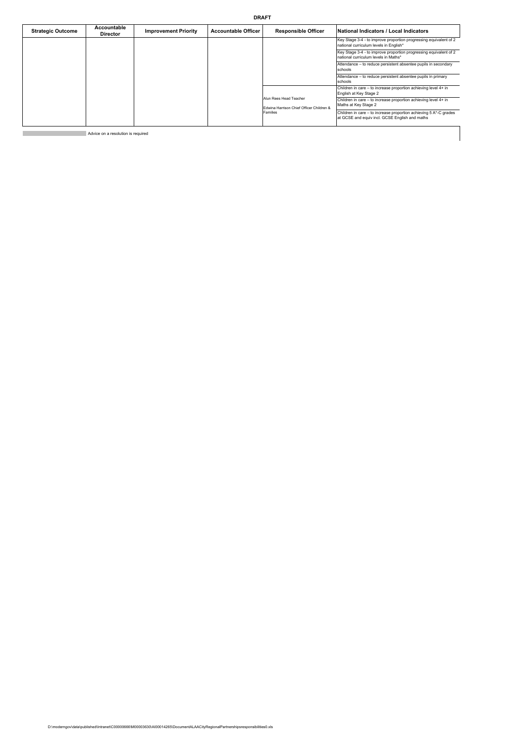**DRAFT**

| Strategic Outcome | Accountable Director | Improvement Priority | Accountable Officer | Responsible Officer | National Indicators / Local Indicators |
|---|---|---|---|---|---|
| | | | | | Key Stage 3-4 - to improve proportion progressing equivalent of 2 national curriculum levels in English* |
| | | | | | Key Stage 3-4 - to improve proportion progressing equivalent of 2 national curriculum levels in Maths* |
| | | | | | Attendance – to reduce persistent absentee pupils in secondary schools |
| | | | | | Attendance – to reduce persistent absentee pupils in primary schools |
| | | | | Alun Rees Head Teacher<br><br>Edwina Harrison Chief Officer Children & Families | Children in care – to increase proportion achieving level 4+ in English at Key Stage 2 |
| | | | | | Children in care – to increase proportion achieving level 4+ in Maths at Key Stage 2 |
| | | | | | Children in care – to increase proportion achieving 5 A*-C grades at GCSE and equiv incl. GCSE English and maths |

Advice on a resolution is required

D:\moderngov\data\published\Intranet\C00000666\M00003630\AI00014265\DocumentALAACityRegionalPartnershipsresponsibilities0.xls